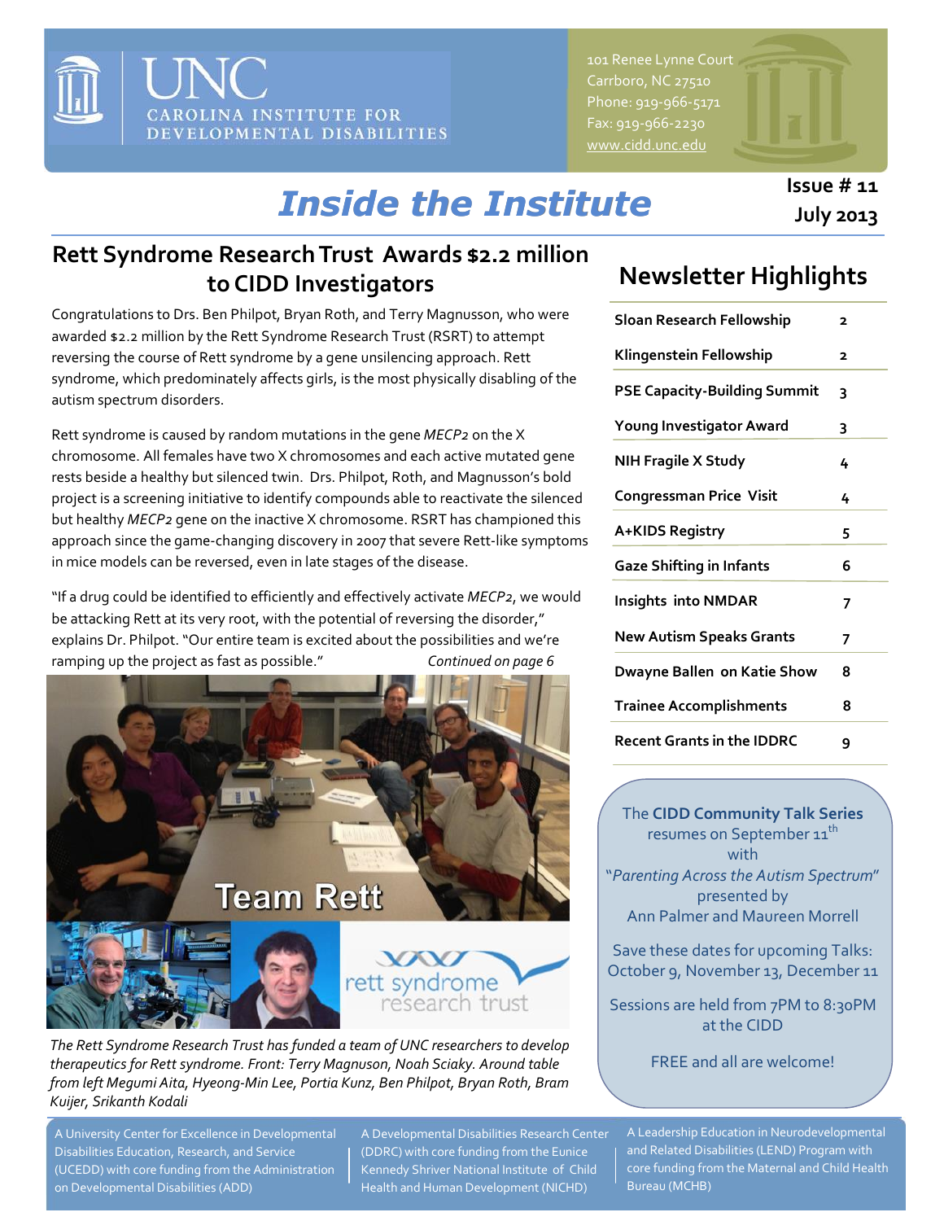# UNC CAROLINA INSTITUTE FOR DEVELOPMENTAL DISABILITIES

101 Renee Lynne Court
Carrboro, NC 27510
Phone: 919-966-5171
Fax: 919-966-2230
www.cidd.unc.edu

# *Inside the Institute*

**Issue # 11**
**July 2013**

## Rett Syndrome Research Trust Awards $2.2 million to CIDD Investigators

Congratulations to Drs. Ben Philpot, Bryan Roth, and Terry Magnusson, who were awarded $2.2 million by the Rett Syndrome Research Trust (RSRT) to attempt reversing the course of Rett syndrome by a gene unsilencing approach. Rett syndrome, which predominately affects girls, is the most physically disabling of the autism spectrum disorders.

Rett syndrome is caused by random mutations in the gene *MECP2* on the X chromosome. All females have two X chromosomes and each active mutated gene rests beside a healthy but silenced twin. Drs. Philpot, Roth, and Magnusson's bold project is a screening initiative to identify compounds able to reactivate the silenced but healthy *MECP2* gene on the inactive X chromosome. RSRT has championed this approach since the game-changing discovery in 2007 that severe Rett-like symptoms in mice models can be reversed, even in late stages of the disease.

"If a drug could be identified to efficiently and effectively activate *MECP2*, we would be attacking Rett at its very root, with the potential of reversing the disorder," explains Dr. Philpot. "Our entire team is excited about the possibilities and we're ramping up the project as fast as possible." *Continued on page 6*

Team Rett

rett syndrome research trust

*The Rett Syndrome Research Trust has funded a team of UNC researchers to develop therapeutics for Rett syndrome. Front: Terry Magnuson, Noah Sciaky. Around table from left Megumi Aita, Hyeong-Min Lee, Portia Kunz, Ben Philpot, Bryan Roth, Bram Kuijer, Srikanth Kodali*

## Newsletter Highlights

| | |
|---|---|
| Sloan Research Fellowship | 2 |
| Klingenstein Fellowship | 2 |
| PSE Capacity-Building Summit | 3 |
| Young Investigator Award | 3 |
| NIH Fragile X Study | 4 |
| Congressman Price Visit | 4 |
| A+KIDS Registry | 5 |
| Gaze Shifting in Infants | 6 |
| Insights into NMDAR | 7 |
| New Autism Speaks Grants | 7 |
| Dwayne Ballen on Katie Show | 8 |
| Trainee Accomplishments | 8 |
| Recent Grants in the IDDRC | 9 |

The **CIDD Community Talk Series** resumes on September 11th with "*Parenting Across the Autism Spectrum*" presented by Ann Palmer and Maureen Morrell

Save these dates for upcoming Talks: October 9, November 13, December 11

Sessions are held from 7PM to 8:30PM at the CIDD

FREE and all are welcome!

A University Center for Excellence in Developmental Disabilities Education, Research, and Service (UCEDD) with core funding from the Administration on Developmental Disabilities (ADD)

A Developmental Disabilities Research Center (DDRC) with core funding from the Eunice Kennedy Shriver National Institute of Child Health and Human Development (NICHD)

A Leadership Education in Neurodevelopmental and Related Disabilities (LEND) Program with core funding from the Maternal and Child Health Bureau (MCHB)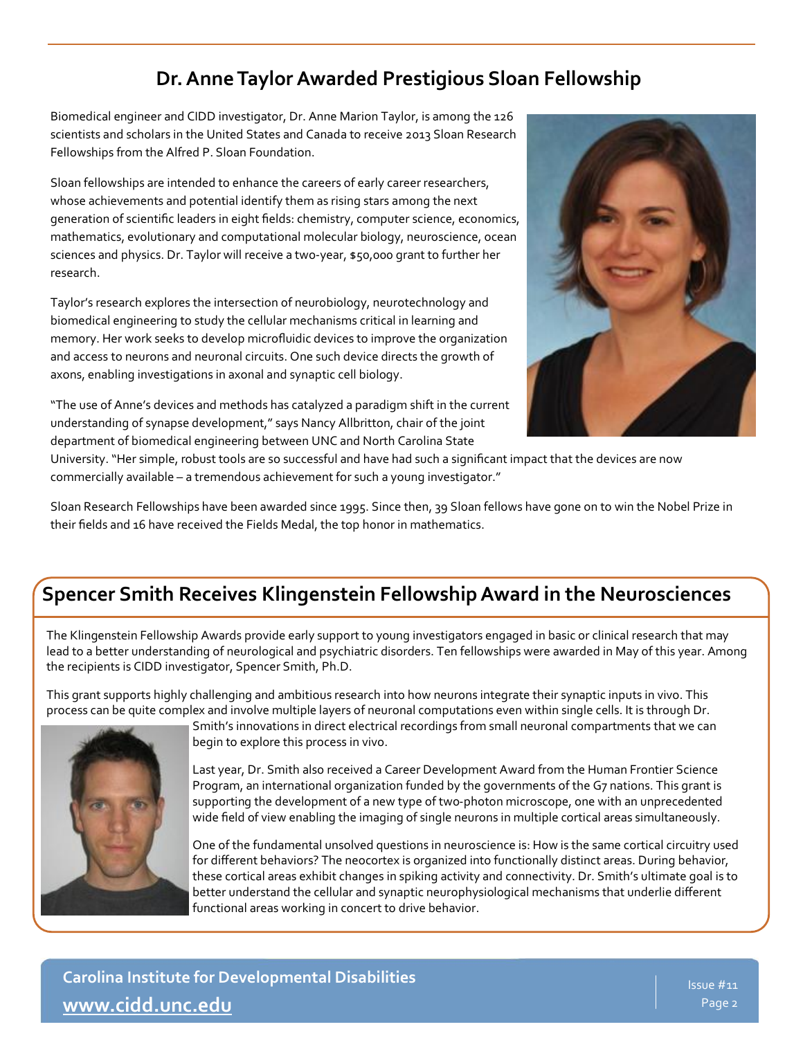## Dr. Anne Taylor Awarded Prestigious Sloan Fellowship

Biomedical engineer and CIDD investigator, Dr. Anne Marion Taylor, is among the 126 scientists and scholars in the United States and Canada to receive 2013 Sloan Research Fellowships from the Alfred P. Sloan Foundation.

Sloan fellowships are intended to enhance the careers of early career researchers, whose achievements and potential identify them as rising stars among the next generation of scientific leaders in eight fields: chemistry, computer science, economics, mathematics, evolutionary and computational molecular biology, neuroscience, ocean sciences and physics. Dr. Taylor will receive a two-year, $50,000 grant to further her research.

Taylor's research explores the intersection of neurobiology, neurotechnology and biomedical engineering to study the cellular mechanisms critical in learning and memory. Her work seeks to develop microfluidic devices to improve the organization and access to neurons and neuronal circuits. One such device directs the growth of axons, enabling investigations in axonal and synaptic cell biology.

"The use of Anne's devices and methods has catalyzed a paradigm shift in the current understanding of synapse development," says Nancy Allbritton, chair of the joint department of biomedical engineering between UNC and North Carolina State University. "Her simple, robust tools are so successful and have had such a significant impact that the devices are now commercially available – a tremendous achievement for such a young investigator."

Sloan Research Fellowships have been awarded since 1995. Since then, 39 Sloan fellows have gone on to win the Nobel Prize in their fields and 16 have received the Fields Medal, the top honor in mathematics.

## Spencer Smith Receives Klingenstein Fellowship Award in the Neurosciences

The Klingenstein Fellowship Awards provide early support to young investigators engaged in basic or clinical research that may lead to a better understanding of neurological and psychiatric disorders. Ten fellowships were awarded in May of this year. Among the recipients is CIDD investigator, Spencer Smith, Ph.D.

This grant supports highly challenging and ambitious research into how neurons integrate their synaptic inputs in vivo. This process can be quite complex and involve multiple layers of neuronal computations even within single cells. It is through Dr. Smith's innovations in direct electrical recordings from small neuronal compartments that we can begin to explore this process in vivo.

Last year, Dr. Smith also received a Career Development Award from the Human Frontier Science Program, an international organization funded by the governments of the G7 nations. This grant is supporting the development of a new type of two-photon microscope, one with an unprecedented wide field of view enabling the imaging of single neurons in multiple cortical areas simultaneously.

One of the fundamental unsolved questions in neuroscience is: How is the same cortical circuitry used for different behaviors? The neocortex is organized into functionally distinct areas. During behavior, these cortical areas exhibit changes in spiking activity and connectivity. Dr. Smith's ultimate goal is to better understand the cellular and synaptic neurophysiological mechanisms that underlie different functional areas working in concert to drive behavior.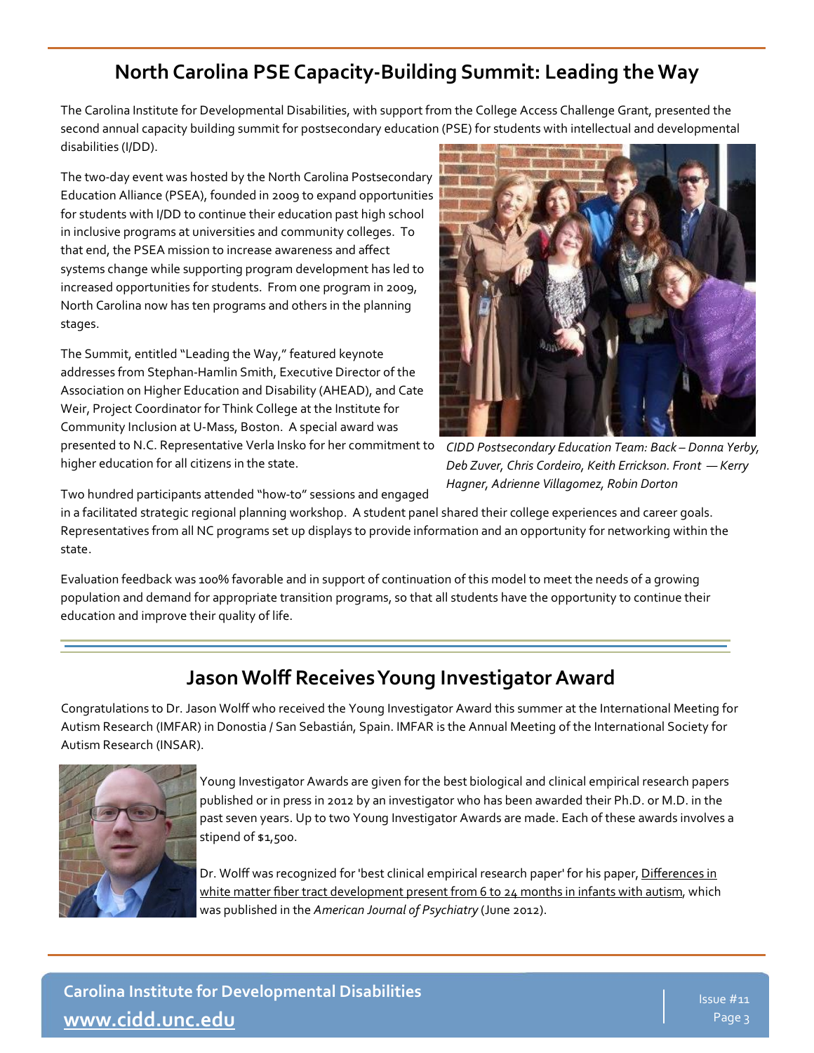## North Carolina PSE Capacity-Building Summit: Leading the Way

The Carolina Institute for Developmental Disabilities, with support from the College Access Challenge Grant, presented the second annual capacity building summit for postsecondary education (PSE) for students with intellectual and developmental disabilities (I/DD).

The two-day event was hosted by the North Carolina Postsecondary Education Alliance (PSEA), founded in 2009 to expand opportunities for students with I/DD to continue their education past high school in inclusive programs at universities and community colleges. To that end, the PSEA mission to increase awareness and affect systems change while supporting program development has led to increased opportunities for students. From one program in 2009, North Carolina now has ten programs and others in the planning stages.

The Summit, entitled "Leading the Way," featured keynote addresses from Stephan-Hamlin Smith, Executive Director of the Association on Higher Education and Disability (AHEAD), and Cate Weir, Project Coordinator for Think College at the Institute for Community Inclusion at U-Mass, Boston. A special award was presented to N.C. Representative Verla Insko for her commitment to higher education for all citizens in the state.

*CIDD Postsecondary Education Team: Back – Donna Yerby, Deb Zuver, Chris Cordeiro, Keith Errickson. Front — Kerry Hagner, Adrienne Villagomez, Robin Dorton*

Two hundred participants attended "how-to" sessions and engaged in a facilitated strategic regional planning workshop. A student panel shared their college experiences and career goals. Representatives from all NC programs set up displays to provide information and an opportunity for networking within the state.

Evaluation feedback was 100% favorable and in support of continuation of this model to meet the needs of a growing population and demand for appropriate transition programs, so that all students have the opportunity to continue their education and improve their quality of life.

## Jason Wolff Receives Young Investigator Award

Congratulations to Dr. Jason Wolff who received the Young Investigator Award this summer at the International Meeting for Autism Research (IMFAR) in Donostia / San Sebastián, Spain. IMFAR is the Annual Meeting of the International Society for Autism Research (INSAR).

Young Investigator Awards are given for the best biological and clinical empirical research papers published or in press in 2012 by an investigator who has been awarded their Ph.D. or M.D. in the past seven years. Up to two Young Investigator Awards are made. Each of these awards involves a stipend of $1,500.

Dr. Wolff was recognized for 'best clinical empirical research paper' for his paper, Differences in white matter fiber tract development present from 6 to 24 months in infants with autism, which was published in the *American Journal of Psychiatry* (June 2012).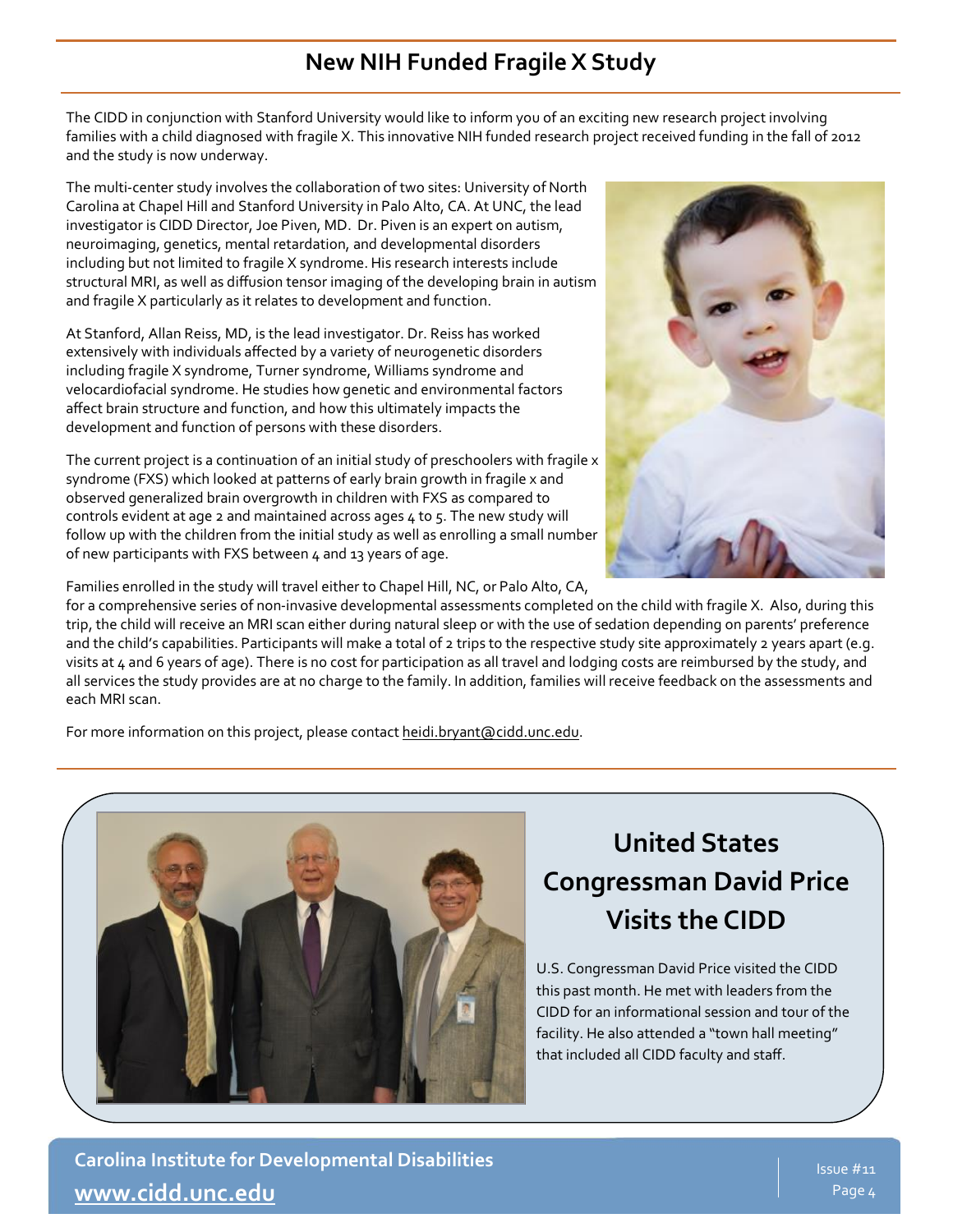# New NIH Funded Fragile X Study

The CIDD in conjunction with Stanford University would like to inform you of an exciting new research project involving families with a child diagnosed with fragile X. This innovative NIH funded research project received funding in the fall of 2012 and the study is now underway.

The multi-center study involves the collaboration of two sites: University of North Carolina at Chapel Hill and Stanford University in Palo Alto, CA. At UNC, the lead investigator is CIDD Director, Joe Piven, MD. Dr. Piven is an expert on autism, neuroimaging, genetics, mental retardation, and developmental disorders including but not limited to fragile X syndrome. His research interests include structural MRI, as well as diffusion tensor imaging of the developing brain in autism and fragile X particularly as it relates to development and function.

At Stanford, Allan Reiss, MD, is the lead investigator. Dr. Reiss has worked extensively with individuals affected by a variety of neurogenetic disorders including fragile X syndrome, Turner syndrome, Williams syndrome and velocardiofacial syndrome. He studies how genetic and environmental factors affect brain structure and function, and how this ultimately impacts the development and function of persons with these disorders.

The current project is a continuation of an initial study of preschoolers with fragile x syndrome (FXS) which looked at patterns of early brain growth in fragile x and observed generalized brain overgrowth in children with FXS as compared to controls evident at age 2 and maintained across ages 4 to 5. The new study will follow up with the children from the initial study as well as enrolling a small number of new participants with FXS between 4 and 13 years of age.

Families enrolled in the study will travel either to Chapel Hill, NC, or Palo Alto, CA, for a comprehensive series of non-invasive developmental assessments completed on the child with fragile X. Also, during this trip, the child will receive an MRI scan either during natural sleep or with the use of sedation depending on parents' preference and the child's capabilities. Participants will make a total of 2 trips to the respective study site approximately 2 years apart (e.g. visits at 4 and 6 years of age). There is no cost for participation as all travel and lodging costs are reimbursed by the study, and all services the study provides are at no charge to the family. In addition, families will receive feedback on the assessments and each MRI scan.

For more information on this project, please contact heidi.bryant@cidd.unc.edu.

## United States Congressman David Price Visits the CIDD

U.S. Congressman David Price visited the CIDD this past month. He met with leaders from the CIDD for an informational session and tour of the facility. He also attended a "town hall meeting" that included all CIDD faculty and staff.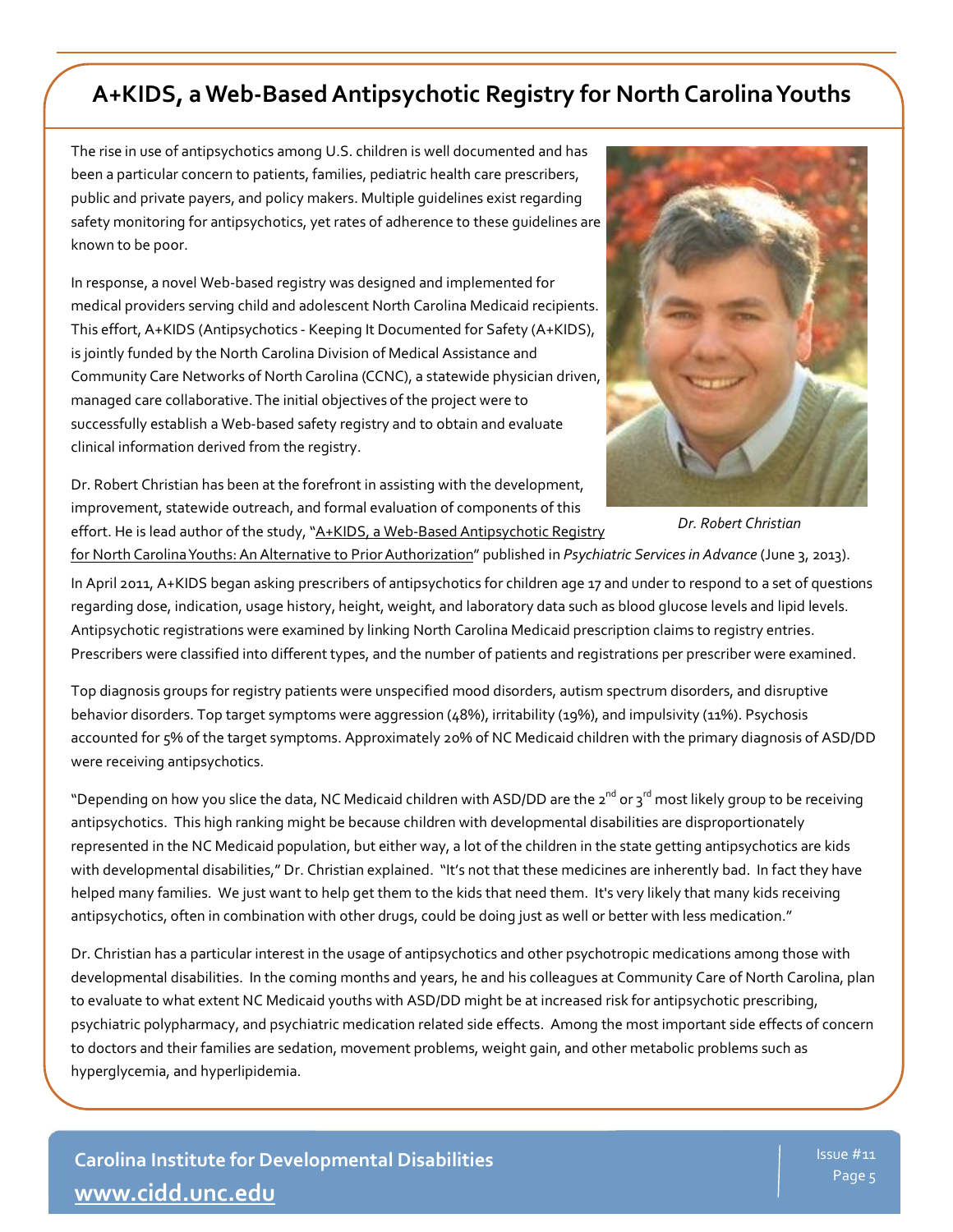# A+KIDS, a Web-Based Antipsychotic Registry for North Carolina Youths

The rise in use of antipsychotics among U.S. children is well documented and has been a particular concern to patients, families, pediatric health care prescribers, public and private payers, and policy makers. Multiple guidelines exist regarding safety monitoring for antipsychotics, yet rates of adherence to these guidelines are known to be poor.

In response, a novel Web-based registry was designed and implemented for medical providers serving child and adolescent North Carolina Medicaid recipients. This effort, A+KIDS (Antipsychotics - Keeping It Documented for Safety (A+KIDS), is jointly funded by the North Carolina Division of Medical Assistance and Community Care Networks of North Carolina (CCNC), a statewide physician driven, managed care collaborative. The initial objectives of the project were to successfully establish a Web-based safety registry and to obtain and evaluate clinical information derived from the registry.

*Dr. Robert Christian*

Dr. Robert Christian has been at the forefront in assisting with the development, improvement, statewide outreach, and formal evaluation of components of this effort. He is lead author of the study, "A+KIDS, a Web-Based Antipsychotic Registry for North Carolina Youths: An Alternative to Prior Authorization" published in *Psychiatric Services in Advance* (June 3, 2013).

In April 2011, A+KIDS began asking prescribers of antipsychotics for children age 17 and under to respond to a set of questions regarding dose, indication, usage history, height, weight, and laboratory data such as blood glucose levels and lipid levels. Antipsychotic registrations were examined by linking North Carolina Medicaid prescription claims to registry entries. Prescribers were classified into different types, and the number of patients and registrations per prescriber were examined.

Top diagnosis groups for registry patients were unspecified mood disorders, autism spectrum disorders, and disruptive behavior disorders. Top target symptoms were aggression (48%), irritability (19%), and impulsivity (11%). Psychosis accounted for 5% of the target symptoms. Approximately 20% of NC Medicaid children with the primary diagnosis of ASD/DD were receiving antipsychotics.

"Depending on how you slice the data, NC Medicaid children with ASD/DD are the 2nd or 3rd most likely group to be receiving antipsychotics. This high ranking might be because children with developmental disabilities are disproportionately represented in the NC Medicaid population, but either way, a lot of the children in the state getting antipsychotics are kids with developmental disabilities," Dr. Christian explained. "It's not that these medicines are inherently bad. In fact they have helped many families. We just want to help get them to the kids that need them. It's very likely that many kids receiving antipsychotics, often in combination with other drugs, could be doing just as well or better with less medication."

Dr. Christian has a particular interest in the usage of antipsychotics and other psychotropic medications among those with developmental disabilities. In the coming months and years, he and his colleagues at Community Care of North Carolina, plan to evaluate to what extent NC Medicaid youths with ASD/DD might be at increased risk for antipsychotic prescribing, psychiatric polypharmacy, and psychiatric medication related side effects. Among the most important side effects of concern to doctors and their families are sedation, movement problems, weight gain, and other metabolic problems such as hyperglycemia, and hyperlipidemia.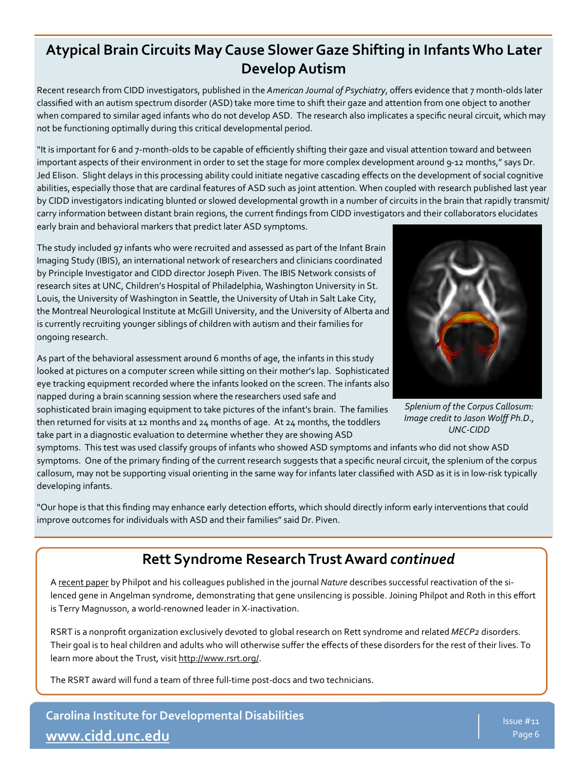## Atypical Brain Circuits May Cause Slower Gaze Shifting in Infants Who Later Develop Autism

Recent research from CIDD investigators, published in the *American Journal of Psychiatry*, offers evidence that 7 month-olds later classified with an autism spectrum disorder (ASD) take more time to shift their gaze and attention from one object to another when compared to similar aged infants who do not develop ASD. The research also implicates a specific neural circuit, which may not be functioning optimally during this critical developmental period.

"It is important for 6 and 7-month-olds to be capable of efficiently shifting their gaze and visual attention toward and between important aspects of their environment in order to set the stage for more complex development around 9-12 months," says Dr. Jed Elison. Slight delays in this processing ability could initiate negative cascading effects on the development of social cognitive abilities, especially those that are cardinal features of ASD such as joint attention. When coupled with research published last year by CIDD investigators indicating blunted or slowed developmental growth in a number of circuits in the brain that rapidly transmit/carry information between distant brain regions, the current findings from CIDD investigators and their collaborators elucidates early brain and behavioral markers that predict later ASD symptoms.

The study included 97 infants who were recruited and assessed as part of the Infant Brain Imaging Study (IBIS), an international network of researchers and clinicians coordinated by Principle Investigator and CIDD director Joseph Piven. The IBIS Network consists of research sites at UNC, Children's Hospital of Philadelphia, Washington University in St. Louis, the University of Washington in Seattle, the University of Utah in Salt Lake City, the Montreal Neurological Institute at McGill University, and the University of Alberta and is currently recruiting younger siblings of children with autism and their families for ongoing research.

*Splenium of the Corpus Callosum: Image credit to Jason Wolff Ph.D., UNC-CIDD*

As part of the behavioral assessment around 6 months of age, the infants in this study looked at pictures on a computer screen while sitting on their mother's lap. Sophisticated eye tracking equipment recorded where the infants looked on the screen. The infants also napped during a brain scanning session where the researchers used safe and sophisticated brain imaging equipment to take pictures of the infant's brain. The families then returned for visits at 12 months and 24 months of age. At 24 months, the toddlers take part in a diagnostic evaluation to determine whether they are showing ASD symptoms. This test was used classify groups of infants who showed ASD symptoms and infants who did not show ASD symptoms. One of the primary finding of the current research suggests that a specific neural circuit, the splenium of the corpus callosum, may not be supporting visual orienting in the same way for infants later classified with ASD as it is in low-risk typically developing infants.

"Our hope is that this finding may enhance early detection efforts, which should directly inform early interventions that could improve outcomes for individuals with ASD and their families" said Dr. Piven.

## Rett Syndrome Research Trust Award *continued*

A recent paper by Philpot and his colleagues published in the journal *Nature* describes successful reactivation of the silenced gene in Angelman syndrome, demonstrating that gene unsilencing is possible. Joining Philpot and Roth in this effort is Terry Magnusson, a world-renowned leader in X-inactivation.

RSRT is a nonprofit organization exclusively devoted to global research on Rett syndrome and related *MECP2* disorders. Their goal is to heal children and adults who will otherwise suffer the effects of these disorders for the rest of their lives. To learn more about the Trust, visit http://www.rsrt.org/.

The RSRT award will fund a team of three full-time post-docs and two technicians.

**Carolina Institute for Developmental Disabilities**
**www.cidd.unc.edu**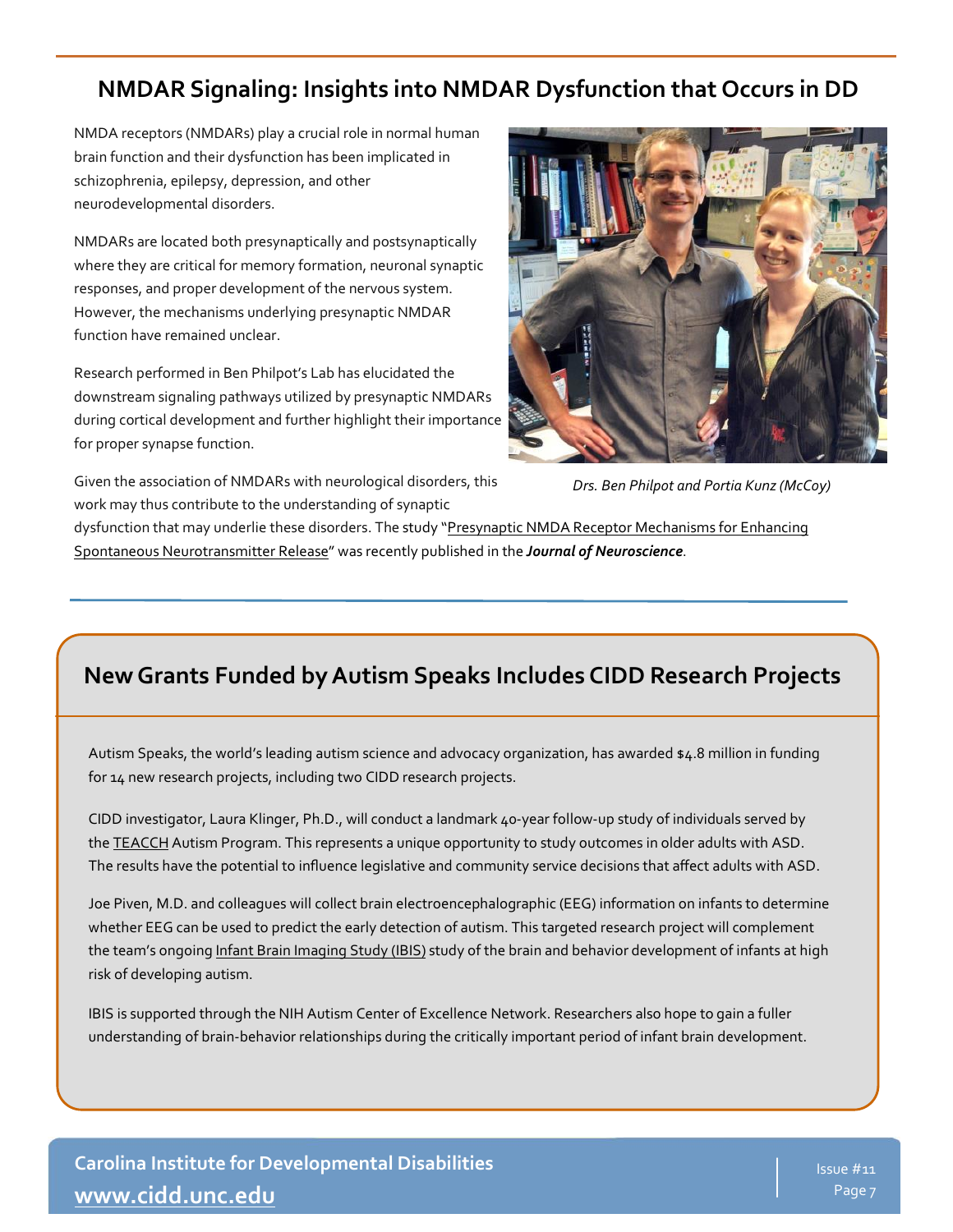## NMDAR Signaling: Insights into NMDAR Dysfunction that Occurs in DD

NMDA receptors (NMDARs) play a crucial role in normal human brain function and their dysfunction has been implicated in schizophrenia, epilepsy, depression, and other neurodevelopmental disorders.

NMDARs are located both presynaptically and postsynaptically where they are critical for memory formation, neuronal synaptic responses, and proper development of the nervous system. However, the mechanisms underlying presynaptic NMDAR function have remained unclear.

Research performed in Ben Philpot's Lab has elucidated the downstream signaling pathways utilized by presynaptic NMDARs during cortical development and further highlight their importance for proper synapse function.

*Drs. Ben Philpot and Portia Kunz (McCoy)*

Given the association of NMDARs with neurological disorders, this work may thus contribute to the understanding of synaptic dysfunction that may underlie these disorders. The study "Presynaptic NMDA Receptor Mechanisms for Enhancing Spontaneous Neurotransmitter Release" was recently published in the ***Journal of Neuroscience***.

## New Grants Funded by Autism Speaks Includes CIDD Research Projects

Autism Speaks, the world's leading autism science and advocacy organization, has awarded $4.8 million in funding for 14 new research projects, including two CIDD research projects.

CIDD investigator, Laura Klinger, Ph.D., will conduct a landmark 40-year follow-up study of individuals served by the TEACCH Autism Program. This represents a unique opportunity to study outcomes in older adults with ASD. The results have the potential to influence legislative and community service decisions that affect adults with ASD.

Joe Piven, M.D. and colleagues will collect brain electroencephalographic (EEG) information on infants to determine whether EEG can be used to predict the early detection of autism. This targeted research project will complement the team's ongoing Infant Brain Imaging Study (IBIS) study of the brain and behavior development of infants at high risk of developing autism.

IBIS is supported through the NIH Autism Center of Excellence Network. Researchers also hope to gain a fuller understanding of brain-behavior relationships during the critically important period of infant brain development.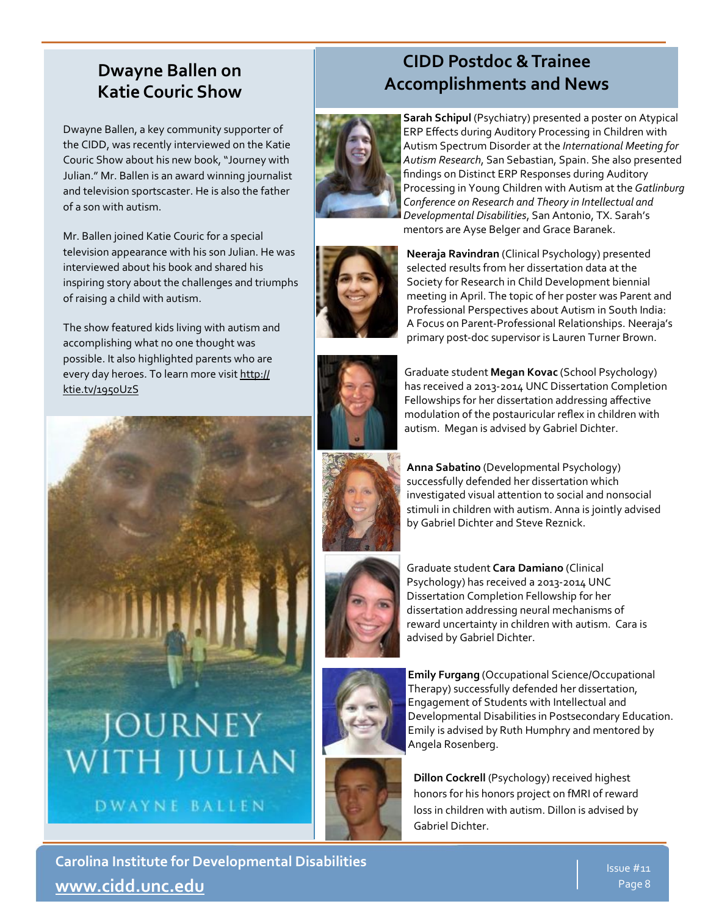## Dwayne Ballen on Katie Couric Show

Dwayne Ballen, a key community supporter of the CIDD, was recently interviewed on the Katie Couric Show about his new book, "Journey with Julian." Mr. Ballen is an award winning journalist and television sportscaster. He is also the father of a son with autism.

Mr. Ballen joined Katie Couric for a special television appearance with his son Julian. He was interviewed about his book and shared his inspiring story about the challenges and triumphs of raising a child with autism.

The show featured kids living with autism and accomplishing what no one thought was possible. It also highlighted parents who are every day heroes. To learn more visit http://ktie.tv/1950UzS

## CIDD Postdoc & Trainee Accomplishments and News

**Sarah Schipul** (Psychiatry) presented a poster on Atypical ERP Effects during Auditory Processing in Children with Autism Spectrum Disorder at the *International Meeting for Autism Research*, San Sebastian, Spain. She also presented findings on Distinct ERP Responses during Auditory Processing in Young Children with Autism at the *Gatlinburg Conference on Research and Theory in Intellectual and Developmental Disabilities*, San Antonio, TX. Sarah's mentors are Ayse Belger and Grace Baranek.

**Neeraja Ravindran** (Clinical Psychology) presented selected results from her dissertation data at the Society for Research in Child Development biennial meeting in April. The topic of her poster was Parent and Professional Perspectives about Autism in South India: A Focus on Parent-Professional Relationships. Neeraja's primary post-doc supervisor is Lauren Turner Brown.

Graduate student **Megan Kovac** (School Psychology) has received a 2013-2014 UNC Dissertation Completion Fellowships for her dissertation addressing affective modulation of the postauricular reflex in children with autism. Megan is advised by Gabriel Dichter.

**Anna Sabatino** (Developmental Psychology) successfully defended her dissertation which investigated visual attention to social and nonsocial stimuli in children with autism. Anna is jointly advised by Gabriel Dichter and Steve Reznick.

Graduate student **Cara Damiano** (Clinical Psychology) has received a 2013-2014 UNC Dissertation Completion Fellowship for her dissertation addressing neural mechanisms of reward uncertainty in children with autism. Cara is advised by Gabriel Dichter.

**Emily Furgang** (Occupational Science/Occupational Therapy) successfully defended her dissertation, Engagement of Students with Intellectual and Developmental Disabilities in Postsecondary Education. Emily is advised by Ruth Humphry and mentored by Angela Rosenberg.

**Dillon Cockrell** (Psychology) received highest honors for his honors project on fMRI of reward loss in children with autism. Dillon is advised by Gabriel Dichter.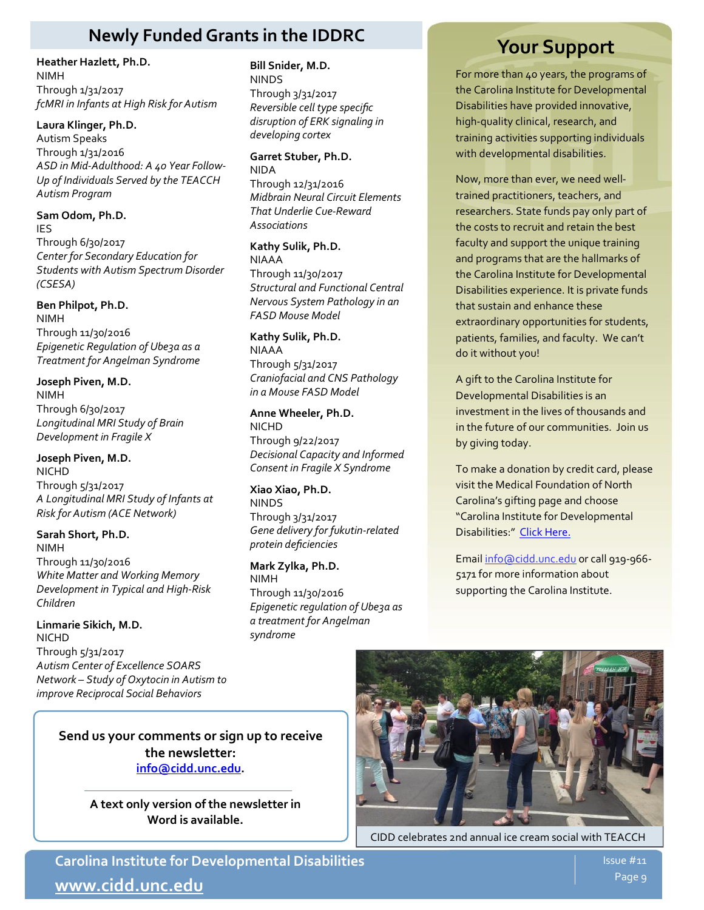## Newly Funded Grants in the IDDRC

**Heather Hazlett, Ph.D.**
NIMH
Through 1/31/2017
*fcMRI in Infants at High Risk for Autism*

**Laura Klinger, Ph.D.**
Autism Speaks
Through 1/31/2016
*ASD in Mid-Adulthood: A 40 Year Follow-Up of Individuals Served by the TEACCH Autism Program*

**Sam Odom, Ph.D.**
IES
Through 6/30/2017
*Center for Secondary Education for Students with Autism Spectrum Disorder (CSESA)*

**Ben Philpot, Ph.D.**
NIMH
Through 11/30/2016
*Epigenetic Regulation of Ube3a as a Treatment for Angelman Syndrome*

**Joseph Piven, M.D.**
NIMH
Through 6/30/2017
*Longitudinal MRI Study of Brain Development in Fragile X*

**Joseph Piven, M.D.**
NICHD
Through 5/31/2017
*A Longitudinal MRI Study of Infants at Risk for Autism (ACE Network)*

**Sarah Short, Ph.D.**
NIMH
Through 11/30/2016
*White Matter and Working Memory Development in Typical and High-Risk Children*

**Linmarie Sikich, M.D.**
NICHD
Through 5/31/2017
*Autism Center of Excellence SOARS Network – Study of Oxytocin in Autism to improve Reciprocal Social Behaviors*

**Bill Snider, M.D.**
NINDS
Through 3/31/2017
*Reversible cell type specific disruption of ERK signaling in developing cortex*

**Garret Stuber, Ph.D.**
NIDA
Through 12/31/2016
*Midbrain Neural Circuit Elements That Underlie Cue-Reward Associations*

**Kathy Sulik, Ph.D.**
NIAAA
Through 11/30/2017
*Structural and Functional Central Nervous System Pathology in an FASD Mouse Model*

**Kathy Sulik, Ph.D.**
NIAAA
Through 5/31/2017
*Craniofacial and CNS Pathology in a Mouse FASD Model*

**Anne Wheeler, Ph.D.**
NICHD
Through 9/22/2017
*Decisional Capacity and Informed Consent in Fragile X Syndrome*

**Xiao Xiao, Ph.D.**
NINDS
Through 3/31/2017
*Gene delivery for fukutin-related protein deficiencies*

**Mark Zylka, Ph.D.**
NIMH
Through 11/30/2016
*Epigenetic regulation of Ube3a as a treatment for Angelman syndrome*

**Send us your comments or sign up to receive the newsletter:**
**info@cidd.unc.edu.**

**A text only version of the newsletter in Word is available.**

## Your Support

For more than 40 years, the programs of the Carolina Institute for Developmental Disabilities have provided innovative, high-quality clinical, research, and training activities supporting individuals with developmental disabilities.

Now, more than ever, we need well-trained practitioners, teachers, and researchers. State funds pay only part of the costs to recruit and retain the best faculty and support the unique training and programs that are the hallmarks of the Carolina Institute for Developmental Disabilities experience. It is private funds that sustain and enhance these extraordinary opportunities for students, patients, families, and faculty. We can't do it without you!

A gift to the Carolina Institute for Developmental Disabilities is an investment in the lives of thousands and in the future of our communities. Join us by giving today.

To make a donation by credit card, please visit the Medical Foundation of North Carolina's gifting page and choose "Carolina Institute for Developmental Disabilities:" Click Here.

Email info@cidd.unc.edu or call 919-966-5171 for more information about supporting the Carolina Institute.

CIDD celebrates 2nd annual ice cream social with TEACCH

**Carolina Institute for Developmental Disabilities**
**www.cidd.unc.edu**